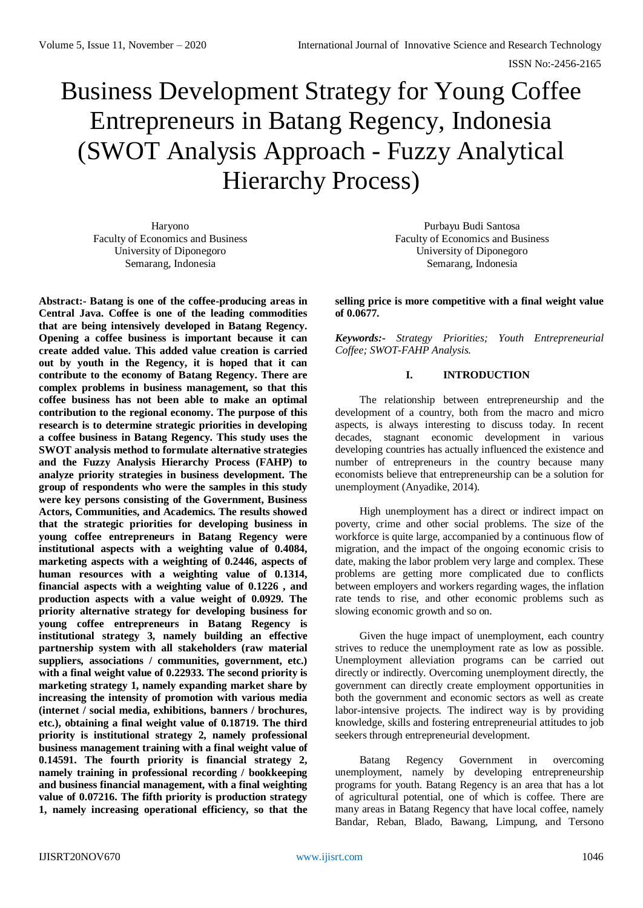# Business Development Strategy for Young Coffee Entrepreneurs in Batang Regency, Indonesia (SWOT Analysis Approach - Fuzzy Analytical Hierarchy Process)

Haryono
Faculty of Economics and Business
University of Diponegoro
Semarang, Indonesia

Purbayu Budi Santosa
Faculty of Economics and Business
University of Diponegoro
Semarang, Indonesia

**Abstract:- Batang is one of the coffee-producing areas in Central Java. Coffee is one of the leading commodities that are being intensively developed in Batang Regency. Opening a coffee business is important because it can create added value. This added value creation is carried out by youth in the Regency, it is hoped that it can contribute to the economy of Batang Regency. There are complex problems in business management, so that this coffee business has not been able to make an optimal contribution to the regional economy. The purpose of this research is to determine strategic priorities in developing a coffee business in Batang Regency. This study uses the SWOT analysis method to formulate alternative strategies and the Fuzzy Analysis Hierarchy Process (FAHP) to analyze priority strategies in business development. The group of respondents who were the samples in this study were key persons consisting of the Government, Business Actors, Communities, and Academics. The results showed that the strategic priorities for developing business in young coffee entrepreneurs in Batang Regency were institutional aspects with a weighting value of 0.4084, marketing aspects with a weighting of 0.2446, aspects of human resources with a weighting value of 0.1314, financial aspects with a weighting value of 0.1226 , and production aspects with a value weight of 0.0929. The priority alternative strategy for developing business for young coffee entrepreneurs in Batang Regency is institutional strategy 3, namely building an effective partnership system with all stakeholders (raw material suppliers, associations / communities, government, etc.) with a final weight value of 0.22933. The second priority is marketing strategy 1, namely expanding market share by increasing the intensity of promotion with various media (internet / social media, exhibitions, banners / brochures, etc.), obtaining a final weight value of 0.18719. The third priority is institutional strategy 2, namely professional business management training with a final weight value of 0.14591. The fourth priority is financial strategy 2, namely training in professional recording / bookkeeping and business financial management, with a final weighting value of 0.07216. The fifth priority is production strategy 1, namely increasing operational efficiency, so that the selling price is more competitive with a final weight value of 0.0677.**

***Keywords:-*** *Strategy Priorities; Youth Entrepreneurial Coffee; SWOT-FAHP Analysis.*

## I. INTRODUCTION

The relationship between entrepreneurship and the development of a country, both from the macro and micro aspects, is always interesting to discuss today. In recent decades, stagnant economic development in various developing countries has actually influenced the existence and number of entrepreneurs in the country because many economists believe that entrepreneurship can be a solution for unemployment (Anyadike, 2014).

High unemployment has a direct or indirect impact on poverty, crime and other social problems. The size of the workforce is quite large, accompanied by a continuous flow of migration, and the impact of the ongoing economic crisis to date, making the labor problem very large and complex. These problems are getting more complicated due to conflicts between employers and workers regarding wages, the inflation rate tends to rise, and other economic problems such as slowing economic growth and so on.

Given the huge impact of unemployment, each country strives to reduce the unemployment rate as low as possible. Unemployment alleviation programs can be carried out directly or indirectly. Overcoming unemployment directly, the government can directly create employment opportunities in both the government and economic sectors as well as create labor-intensive projects. The indirect way is by providing knowledge, skills and fostering entrepreneurial attitudes to job seekers through entrepreneurial development.

Batang Regency Government in overcoming unemployment, namely by developing entrepreneurship programs for youth. Batang Regency is an area that has a lot of agricultural potential, one of which is coffee. There are many areas in Batang Regency that have local coffee, namely Bandar, Reban, Blado, Bawang, Limpung, and Tersono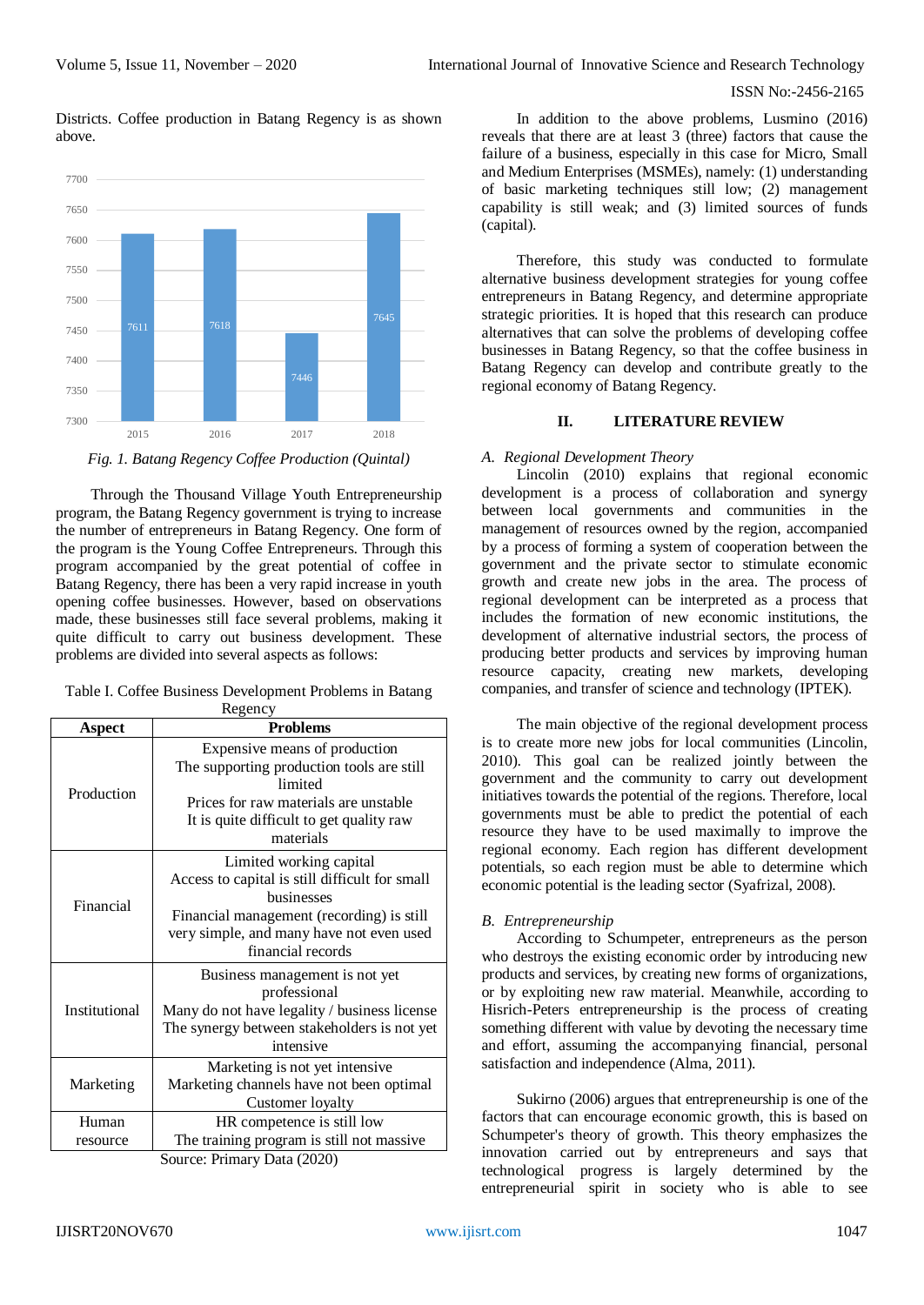Districts. Coffee production in Batang Regency is as shown above.

*Fig. 1. Batang Regency Coffee Production (Quintal)*

Through the Thousand Village Youth Entrepreneurship program, the Batang Regency government is trying to increase the number of entrepreneurs in Batang Regency. One form of the program is the Young Coffee Entrepreneurs. Through this program accompanied by the great potential of coffee in Batang Regency, there has been a very rapid increase in youth opening coffee businesses. However, based on observations made, these businesses still face several problems, making it quite difficult to carry out business development. These problems are divided into several aspects as follows:

Table I. Coffee Business Development Problems in Batang Regency

| Aspect | Problems |
|---|---|
| Production | Expensive means of production<br>The supporting production tools are still limited<br>Prices for raw materials are unstable<br>It is quite difficult to get quality raw materials |
| Financial | Limited working capital<br>Access to capital is still difficult for small businesses<br>Financial management (recording) is still very simple, and many have not even used financial records |
| Institutional | Business management is not yet professional<br>Many do not have legality / business license<br>The synergy between stakeholders is not yet intensive |
| Marketing | Marketing is not yet intensive<br>Marketing channels have not been optimal<br>Customer loyalty |
| Human resource | HR competence is still low<br>The training program is still not massive |

Source: Primary Data (2020)

In addition to the above problems, Lusmino (2016) reveals that there are at least 3 (three) factors that cause the failure of a business, especially in this case for Micro, Small and Medium Enterprises (MSMEs), namely: (1) understanding of basic marketing techniques still low; (2) management capability is still weak; and (3) limited sources of funds (capital).

Therefore, this study was conducted to formulate alternative business development strategies for young coffee entrepreneurs in Batang Regency, and determine appropriate strategic priorities. It is hoped that this research can produce alternatives that can solve the problems of developing coffee businesses in Batang Regency, so that the coffee business in Batang Regency can develop and contribute greatly to the regional economy of Batang Regency.

## II. LITERATURE REVIEW

### *A. Regional Development Theory*

Lincoln (2010) explains that regional economic development is a process of collaboration and synergy between local governments and communities in the management of resources owned by the region, accompanied by a process of forming a system of cooperation between the government and the private sector to stimulate economic growth and create new jobs in the area. The process of regional development can be interpreted as a process that includes the formation of new economic institutions, the development of alternative industrial sectors, the process of producing better products and services by improving human resource capacity, creating new markets, developing companies, and transfer of science and technology (IPTEK).

The main objective of the regional development process is to create more new jobs for local communities (Lincoln, 2010). This goal can be realized jointly between the government and the community to carry out development initiatives towards the potential of the regions. Therefore, local governments must be able to predict the potential of each resource they have to be used maximally to improve the regional economy. Each region has different development potentials, so each region must be able to determine which economic potential is the leading sector (Syafrizal, 2008).

### *B. Entrepreneurship*

According to Schumpeter, entrepreneurs as the person who destroys the existing economic order by introducing new products and services, by creating new forms of organizations, or by exploiting new raw material. Meanwhile, according to Hisrich-Peters entrepreneurship is the process of creating something different with value by devoting the necessary time and effort, assuming the accompanying financial, personal satisfaction and independence (Alma, 2011).

Sukirno (2006) argues that entrepreneurship is one of the factors that can encourage economic growth, this is based on Schumpeter's theory of growth. This theory emphasizes the innovation carried out by entrepreneurs and says that technological progress is largely determined by the entrepreneurial spirit in society who is able to see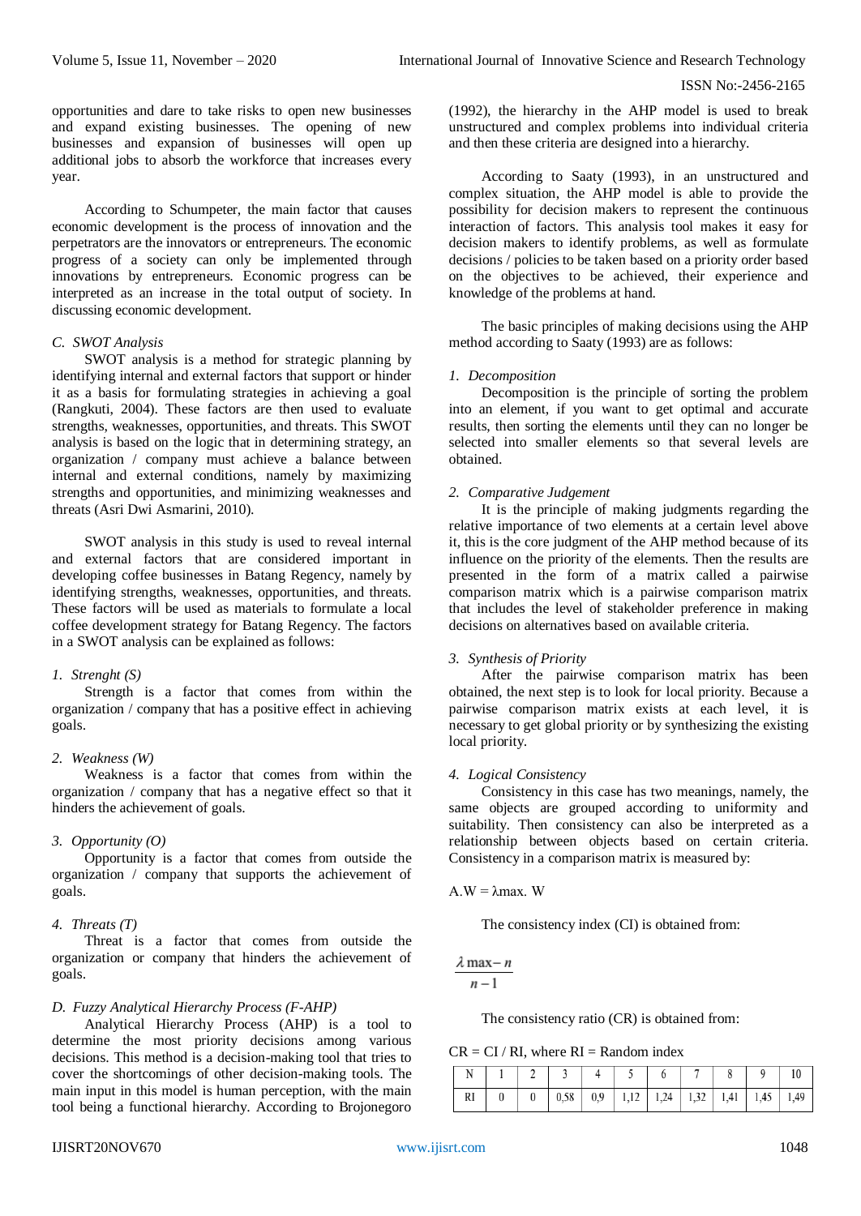opportunities and dare to take risks to open new businesses and expand existing businesses. The opening of new businesses and expansion of businesses will open up additional jobs to absorb the workforce that increases every year.

According to Schumpeter, the main factor that causes economic development is the process of innovation and the perpetrators are the innovators or entrepreneurs. The economic progress of a society can only be implemented through innovations by entrepreneurs. Economic progress can be interpreted as an increase in the total output of society. In discussing economic development.

### *C. SWOT Analysis*

SWOT analysis is a method for strategic planning by identifying internal and external factors that support or hinder it as a basis for formulating strategies in achieving a goal (Rangkuti, 2004). These factors are then used to evaluate strengths, weaknesses, opportunities, and threats. This SWOT analysis is based on the logic that in determining strategy, an organization / company must achieve a balance between internal and external conditions, namely by maximizing strengths and opportunities, and minimizing weaknesses and threats (Asri Dwi Asmarini, 2010).

SWOT analysis in this study is used to reveal internal and external factors that are considered important in developing coffee businesses in Batang Regency, namely by identifying strengths, weaknesses, opportunities, and threats. These factors will be used as materials to formulate a local coffee development strategy for Batang Regency. The factors in a SWOT analysis can be explained as follows:

*1. Strenght (S)*

Strength is a factor that comes from within the organization / company that has a positive effect in achieving goals.

*2. Weakness (W)*

Weakness is a factor that comes from within the organization / company that has a negative effect so that it hinders the achievement of goals.

*3. Opportunity (O)*

Opportunity is a factor that comes from outside the organization / company that supports the achievement of goals.

*4. Threats (T)*

Threat is a factor that comes from outside the organization or company that hinders the achievement of goals.

### *D. Fuzzy Analytical Hierarchy Process (F-AHP)*

Analytical Hierarchy Process (AHP) is a tool to determine the most priority decisions among various decisions. This method is a decision-making tool that tries to cover the shortcomings of other decision-making tools. The main input in this model is human perception, with the main tool being a functional hierarchy. According to Brojonegoro (1992), the hierarchy in the AHP model is used to break unstructured and complex problems into individual criteria and then these criteria are designed into a hierarchy.

According to Saaty (1993), in an unstructured and complex situation, the AHP model is able to provide the possibility for decision makers to represent the continuous interaction of factors. This analysis tool makes it easy for decision makers to identify problems, as well as formulate decisions / policies to be taken based on a priority order based on the objectives to be achieved, their experience and knowledge of the problems at hand.

The basic principles of making decisions using the AHP method according to Saaty (1993) are as follows:

*1. Decomposition*

Decomposition is the principle of sorting the problem into an element, if you want to get optimal and accurate results, then sorting the elements until they can no longer be selected into smaller elements so that several levels are obtained.

*2. Comparative Judgement*

It is the principle of making judgments regarding the relative importance of two elements at a certain level above it, this is the core judgment of the AHP method because of its influence on the priority of the elements. Then the results are presented in the form of a matrix called a pairwise comparison matrix which is a pairwise comparison matrix that includes the level of stakeholder preference in making decisions on alternatives based on available criteria.

*3. Synthesis of Priority*

After the pairwise comparison matrix has been obtained, the next step is to look for local priority. Because a pairwise comparison matrix exists at each level, it is necessary to get global priority or by synthesizing the existing local priority.

*4. Logical Consistency*

Consistency in this case has two meanings, namely, the same objects are grouped according to uniformity and suitability. Then consistency can also be interpreted as a relationship between objects based on certain criteria. Consistency in a comparison matrix is measured by:

$A.W = \lambda max.\ W$

The consistency index (CI) is obtained from:

$$\frac{\lambda\max - n}{n-1}$$

The consistency ratio (CR) is obtained from:

CR = CI / RI, where RI = Random index

| N | 1 | 2 | 3 | 4 | 5 | 6 | 7 | 8 | 9 | 10 |
|---|---|---|---|---|---|---|---|---|---|---|
| RI | 0 | 0 | 0,58 | 0,9 | 1,12 | 1,24 | 1,32 | 1,41 | 1,45 | 1,49 |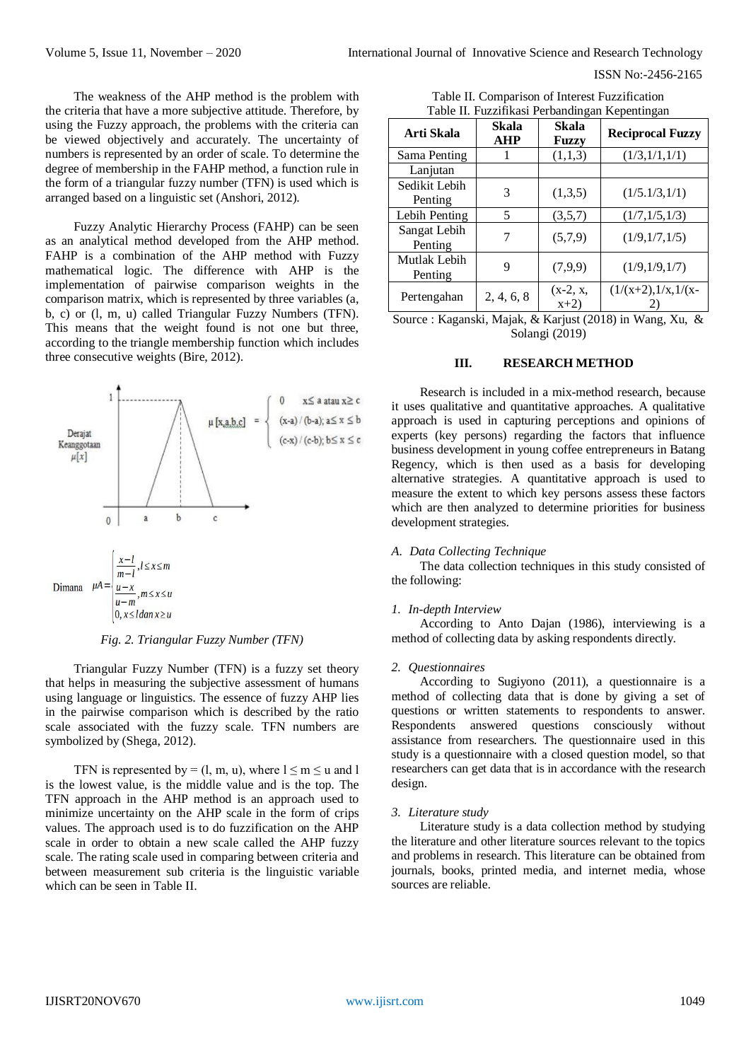The weakness of the AHP method is the problem with the criteria that have a more subjective attitude. Therefore, by using the Fuzzy approach, the problems with the criteria can be viewed objectively and accurately. The uncertainty of numbers is represented by an order of scale. To determine the degree of membership in the FAHP method, a function rule in the form of a triangular fuzzy number (TFN) is used which is arranged based on a linguistic set (Anshori, 2012).

Fuzzy Analytic Hierarchy Process (FAHP) can be seen as an analytical method developed from the AHP method. FAHP is a combination of the AHP method with Fuzzy mathematical logic. The difference with AHP is the implementation of pairwise comparison weights in the comparison matrix, which is represented by three variables (a, b, c) or (l, m, u) called Triangular Fuzzy Numbers (TFN). This means that the weight found is not one but three, according to the triangle membership function which includes three consecutive weights (Bire, 2012).

$$\mu[x,a,b,c] = \begin{cases} 0 & x \leq a \text{ atau } x \geq c \\ (x-a)/(b-a); & a \leq x \leq b \\ (c-x)/(c-b); & b \leq x \leq c \end{cases}$$

Dimana
$$\mu A = \begin{cases} \frac{x-l}{m-l}, l \leq x \leq m \\ \frac{u-x}{u-m}, m \leq x \leq u \\ 0, x \leq l \, dan \, x \geq u \end{cases}$$

*Fig. 2. Triangular Fuzzy Number (TFN)*

Triangular Fuzzy Number (TFN) is a fuzzy set theory that helps in measuring the subjective assessment of humans using language or linguistics. The essence of fuzzy AHP lies in the pairwise comparison which is described by the ratio scale associated with the fuzzy scale. TFN numbers are symbolized by (Shega, 2012).

TFN is represented by = (l, m, u), where $l \leq m \leq u$ and l is the lowest value, is the middle value and is the top. The TFN approach in the AHP method is an approach used to minimize uncertainty on the AHP scale in the form of crips values. The approach used is to do fuzzification on the AHP scale in order to obtain a new scale called the AHP fuzzy scale. The rating scale used in comparing between criteria and between measurement sub criteria is the linguistic variable which can be seen in Table II.

Table II. Comparison of Interest Fuzzification
Table II. Fuzzifikasi Perbandingan Kepentingan

| Arti Skala | Skala AHP | Skala Fuzzy | Reciprocal Fuzzy |
|---|---|---|---|
| Sama Penting | 1 | (1,1,3) | (1/3,1/1,1/1) |
| Lanjutan | | | |
| Sedikit Lebih Penting | 3 | (1,3,5) | (1/5.1/3,1/1) |
| Lebih Penting | 5 | (3,5,7) | (1/7,1/5,1/3) |
| Sangat Lebih Penting | 7 | (5,7,9) | (1/9,1/7,1/5) |
| Mutlak Lebih Penting | 9 | (7,9,9) | (1/9,1/9,1/7) |
| Pertengahan | 2, 4, 6, 8 | (x-2, x, x+2) | (1/(x+2),1/x,1/(x-2) |

Source : Kaganski, Majak, & Karjust (2018) in Wang, Xu, & Solangi (2019)

## III. RESEARCH METHOD

Research is included in a mix-method research, because it uses qualitative and quantitative approaches. A qualitative approach is used in capturing perceptions and opinions of experts (key persons) regarding the factors that influence business development in young coffee entrepreneurs in Batang Regency, which is then used as a basis for developing alternative strategies. A quantitative approach is used to measure the extent to which key persons assess these factors which are then analyzed to determine priorities for business development strategies.

### *A. Data Collecting Technique*

The data collection techniques in this study consisted of the following:

*1. In-depth Interview*

According to Anto Dajan (1986), interviewing is a method of collecting data by asking respondents directly.

*2. Questionnaires*

According to Sugiyono (2011), a questionnaire is a method of collecting data that is done by giving a set of questions or written statements to respondents to answer. Respondents answered questions consciously without assistance from researchers. The questionnaire used in this study is a questionnaire with a closed question model, so that researchers can get data that is in accordance with the research design.

*3. Literature study*

Literature study is a data collection method by studying the literature and other literature sources relevant to the topics and problems in research. This literature can be obtained from journals, books, printed media, and internet media, whose sources are reliable.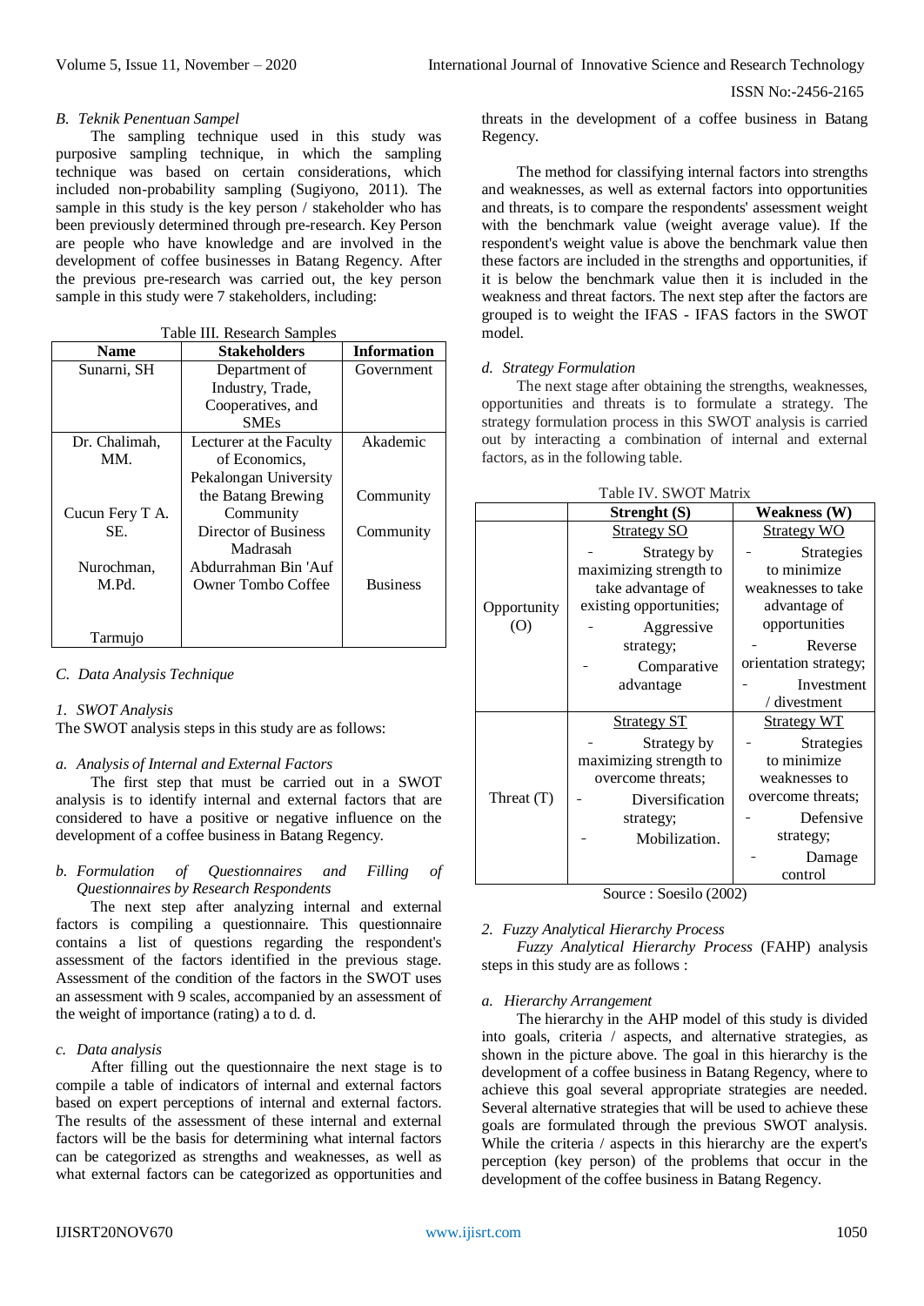## B. Teknik Penentuan Sampel

The sampling technique used in this study was purposive sampling technique, in which the sampling technique was based on certain considerations, which included non-probability sampling (Sugiyono, 2011). The sample in this study is the key person / stakeholder who has been previously determined through pre-research. Key Person are people who have knowledge and are involved in the development of coffee businesses in Batang Regency. After the previous pre-research was carried out, the key person sample in this study were 7 stakeholders, including:

Table III. Research Samples

| Name | Stakeholders | Information |
|---|---|---|
| Sunarni, SH | Department of Industry, Trade, Cooperatives, and SMEs | Government |
| Dr. Chalimah, MM. | Lecturer at the Faculty of Economics, Pekalongan University | Akademic |
| Cucun Fery T A. SE. | the Batang Brewing Community | Community |
| Nurochman, M.Pd. | Director of Business Madrasah Abdurrahman Bin 'Auf | Community |
| Tarmujo | Owner Tombo Coffee | Business |

## C. Data Analysis Technique

### 1. SWOT Analysis

The SWOT analysis steps in this study are as follows:

#### a. Analysis of Internal and External Factors

The first step that must be carried out in a SWOT analysis is to identify internal and external factors that are considered to have a positive or negative influence on the development of a coffee business in Batang Regency.

#### b. Formulation of Questionnaires and Filling of Questionnaires by Research Respondents

The next step after analyzing internal and external factors is compiling a questionnaire. This questionnaire contains a list of questions regarding the respondent's assessment of the factors identified in the previous stage. Assessment of the condition of the factors in the SWOT uses an assessment with 9 scales, accompanied by an assessment of the weight of importance (rating) a to d. d.

#### c. Data analysis

After filling out the questionnaire the next stage is to compile a table of indicators of internal and external factors based on expert perceptions of internal and external factors. The results of the assessment of these internal and external factors will be the basis for determining what internal factors can be categorized as strengths and weaknesses, as well as what external factors can be categorized as opportunities and threats in the development of a coffee business in Batang Regency.

The method for classifying internal factors into strengths and weaknesses, as well as external factors into opportunities and threats, is to compare the respondents' assessment weight with the benchmark value (weight average value). If the respondent's weight value is above the benchmark value then these factors are included in the strengths and opportunities, if it is below the benchmark value then it is included in the weakness and threat factors. The next step after the factors are grouped is to weight the IFAS - IFAS factors in the SWOT model.

#### d. Strategy Formulation

The next stage after obtaining the strengths, weaknesses, opportunities and threats is to formulate a strategy. The strategy formulation process in this SWOT analysis is carried out by interacting a combination of internal and external factors, as in the following table.

Table IV. SWOT Matrix

| | Strenght (S) | Weakness (W) |
|---|---|---|
| Opportunity (O) | Strategy SO<br>- Strategy by maximizing strength to take advantage of existing opportunities;<br>- Aggressive strategy;<br>- Comparative advantage | Strategy WO<br>- Strategies to minimize weaknesses to take advantage of opportunities<br>- Reverse orientation strategy;<br>- Investment / divestment |
| Threat (T) | Strategy ST<br>- Strategy by maximizing strength to overcome threats;<br>- Diversification strategy;<br>- Mobilization. | Strategy WT<br>- Strategies to minimize weaknesses to overcome threats;<br>- Defensive strategy;<br>- Damage control |

Source : Soesilo (2002)

### 2. Fuzzy Analytical Hierarchy Process

*Fuzzy Analytical Hierarchy Process* (FAHP) analysis steps in this study are as follows :

#### a. Hierarchy Arrangement

The hierarchy in the AHP model of this study is divided into goals, criteria / aspects, and alternative strategies, as shown in the picture above. The goal in this hierarchy is the development of a coffee business in Batang Regency, where to achieve this goal several appropriate strategies are needed. Several alternative strategies that will be used to achieve these goals are formulated through the previous SWOT analysis. While the criteria / aspects in this hierarchy are the expert's perception (key person) of the problems that occur in the development of the coffee business in Batang Regency.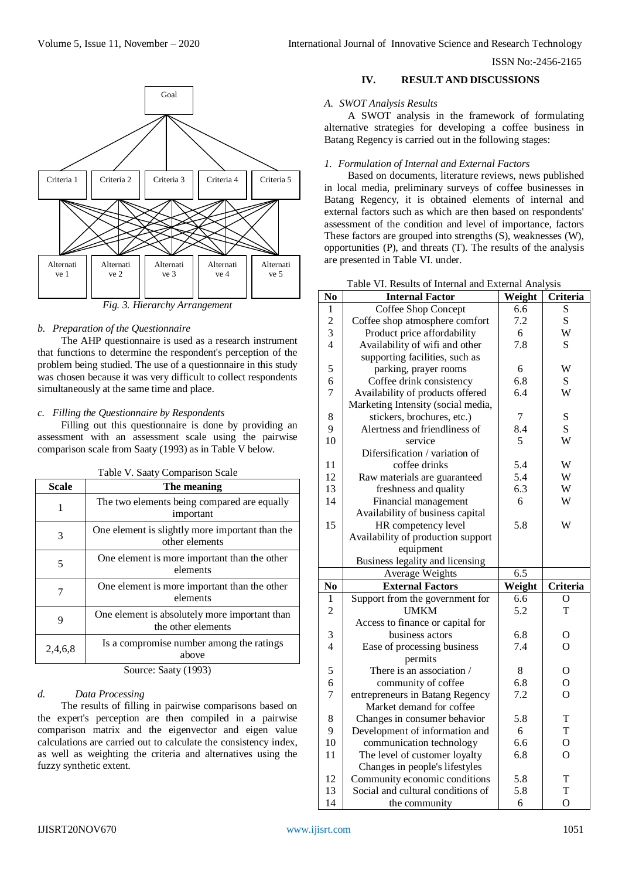Fig. 3. Hierarchy Arrangement

*b. Preparation of the Questionnaire*

The AHP questionnaire is used as a research instrument that functions to determine the respondent's perception of the problem being studied. The use of a questionnaire in this study was chosen because it was very difficult to collect respondents simultaneously at the same time and place.

*c. Filling the Questionnaire by Respondents*

Filling out this questionnaire is done by providing an assessment with an assessment scale using the pairwise comparison scale from Saaty (1993) as in Table V below.

Table V. Saaty Comparison Scale

| Scale | The meaning |
|---|---|
| 1 | The two elements being compared are equally important |
| 3 | One element is slightly more important than the other elements |
| 5 | One element is more important than the other elements |
| 7 | One element is more important than the other elements |
| 9 | One element is absolutely more important than the other elements |
| 2,4,6,8 | Is a compromise number among the ratings above |

Source: Saaty (1993)

*d. Data Processing*

The results of filling in pairwise comparisons based on the expert's perception are then compiled in a pairwise comparison matrix and the eigenvector and eigen value calculations are carried out to calculate the consistency index, as well as weighting the criteria and alternatives using the fuzzy synthetic extent.

## IV. RESULT AND DISCUSSIONS

### *A. SWOT Analysis Results*

A SWOT analysis in the framework of formulating alternative strategies for developing a coffee business in Batang Regency is carried out in the following stages:

#### *1. Formulation of Internal and External Factors*

Based on documents, literature reviews, news published in local media, preliminary surveys of coffee businesses in Batang Regency, it is obtained elements of internal and external factors such as which are then based on respondents' assessment of the condition and level of importance, factors These factors are grouped into strengths (S), weaknesses (W), opportunities (P), and threats (T). The results of the analysis are presented in Table VI. under.

Table VI. Results of Internal and External Analysis

| No | Internal Factor | Weight | Criteria |
|---|---|---|---|
| 1 | Coffee Shop Concept | 6.6 | S |
| 2 | Coffee shop atmosphere comfort | 7.2 | S |
| 3 | Product price affordability | 6 | W |
| 4 | Availability of wifi and other | 7.8 | S |
| | supporting facilities, such as | | |
| 5 | parking, prayer rooms | 6 | W |
| 6 | Coffee drink consistency | 6.8 | S |
| 7 | Availability of products offered | 6.4 | W |
| | Marketing Intensity (social media, | | |
| 8 | stickers, brochures, etc.) | 7 | S |
| 9 | Alertness and friendliness of | 8.4 | S |
| 10 | service | 5 | W |
| | Difersification / variation of | | |
| 11 | coffee drinks | 5.4 | W |
| 12 | Raw materials are guaranteed | 5.4 | W |
| 13 | freshness and quality | 6.3 | W |
| 14 | Financial management | 6 | W |
| | Availability of business capital | | |
| 15 | HR competency level | 5.8 | W |
| | Availability of production support | | |
| | equipment | | |
| | Business legality and licensing | | |
| | Average Weights | 6.5 | |
| **No** | **External Factors** | **Weight** | **Criteria** |
| 1 | Support from the government for | 6.6 | O |
| 2 | UMKM | 5.2 | T |
| | Access to finance or capital for | | |
| 3 | business actors | 6.8 | O |
| 4 | Ease of processing business | 7.4 | O |
| | permits | | |
| 5 | There is an association / | 8 | O |
| 6 | community of coffee | 6.8 | O |
| 7 | entrepreneurs in Batang Regency | 7.2 | O |
| | Market demand for coffee | | |
| 8 | Changes in consumer behavior | 5.8 | T |
| 9 | Development of information and | 6 | T |
| 10 | communication technology | 6.6 | O |
| 11 | The level of customer loyalty | 6.8 | O |
| | Changes in people's lifestyles | | |
| 12 | Community economic conditions | 5.8 | T |
| 13 | Social and cultural conditions of | 5.8 | T |
| 14 | the community | 6 | O |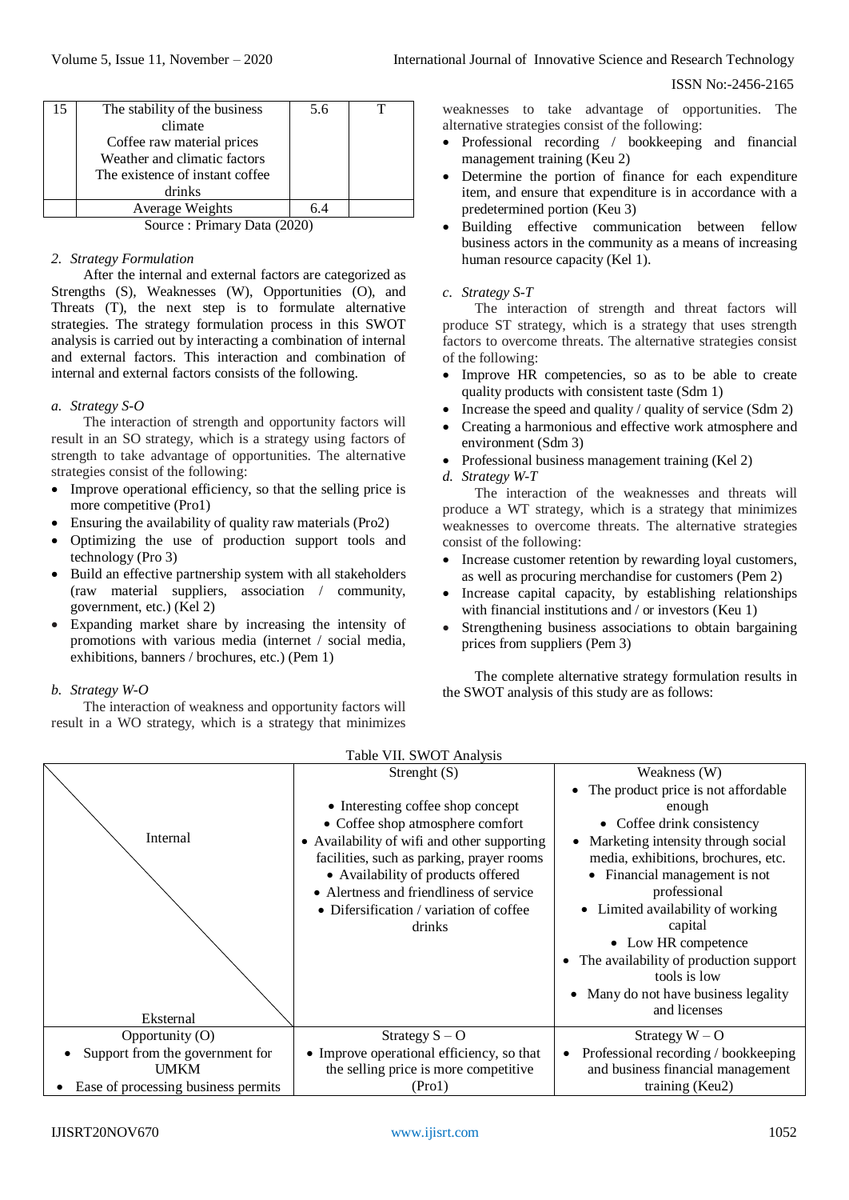| 15 | The stability of the business climate<br>Coffee raw material prices<br>Weather and climatic factors<br>The existence of instant coffee drinks | 5.6 | T |
|---|---|---|---|
| | Average Weights | 6.4 | |

Source : Primary Data (2020)

*2. Strategy Formulation*

After the internal and external factors are categorized as Strengths (S), Weaknesses (W), Opportunities (O), and Threats (T), the next step is to formulate alternative strategies. The strategy formulation process in this SWOT analysis is carried out by interacting a combination of internal and external factors. This interaction and combination of internal and external factors consists of the following.

*a. Strategy S-O*

The interaction of strength and opportunity factors will result in an SO strategy, which is a strategy using factors of strength to take advantage of opportunities. The alternative strategies consist of the following:

- Improve operational efficiency, so that the selling price is more competitive (Pro1)
- Ensuring the availability of quality raw materials (Pro2)
- Optimizing the use of production support tools and technology (Pro 3)
- Build an effective partnership system with all stakeholders (raw material suppliers, association / community, government, etc.) (Kel 2)
- Expanding market share by increasing the intensity of promotions with various media (internet / social media, exhibitions, banners / brochures, etc.) (Pem 1)

*b. Strategy W-O*

The interaction of weakness and opportunity factors will result in a WO strategy, which is a strategy that minimizes weaknesses to take advantage of opportunities. The alternative strategies consist of the following:

- Professional recording / bookkeeping and financial management training (Keu 2)
- Determine the portion of finance for each expenditure item, and ensure that expenditure is in accordance with a predetermined portion (Keu 3)
- Building effective communication between fellow business actors in the community as a means of increasing human resource capacity (Kel 1).

*c. Strategy S-T*

The interaction of strength and threat factors will produce ST strategy, which is a strategy that uses strength factors to overcome threats. The alternative strategies consist of the following:

- Improve HR competencies, so as to be able to create quality products with consistent taste (Sdm 1)
- Increase the speed and quality / quality of service (Sdm 2)
- Creating a harmonious and effective work atmosphere and environment (Sdm 3)
- Professional business management training (Kel 2)

*d. Strategy W-T*

The interaction of the weaknesses and threats will produce a WT strategy, which is a strategy that minimizes weaknesses to overcome threats. The alternative strategies consist of the following:

- Increase customer retention by rewarding loyal customers, as well as procuring merchandise for customers (Pem 2)
- Increase capital capacity, by establishing relationships with financial institutions and / or investors (Keu 1)
- Strengthening business associations to obtain bargaining prices from suppliers (Pem 3)

The complete alternative strategy formulation results in the SWOT analysis of this study are as follows:

Table VII. SWOT Analysis

| Internal / Eksternal | Strenght (S) | Weakness (W) |
|---|---|---|
| | • Interesting coffee shop concept<br>• Coffee shop atmosphere comfort<br>• Availability of wifi and other supporting facilities, such as parking, prayer rooms<br>• Availability of products offered<br>• Alertness and friendliness of service<br>• Difersification / variation of coffee drinks | • The product price is not affordable enough<br>• Coffee drink consistency<br>• Marketing intensity through social media, exhibitions, brochures, etc.<br>• Financial management is not professional<br>• Limited availability of working capital<br>• Low HR competence<br>• The availability of production support tools is low<br>• Many do not have business legality and licenses |
| Opportunity (O)<br>• Support from the government for UMKM<br>• Ease of processing business permits | Strategy S – O<br>• Improve operational efficiency, so that the selling price is more competitive (Pro1) | Strategy W – O<br>• Professional recording / bookkeeping and business financial management training (Keu2) |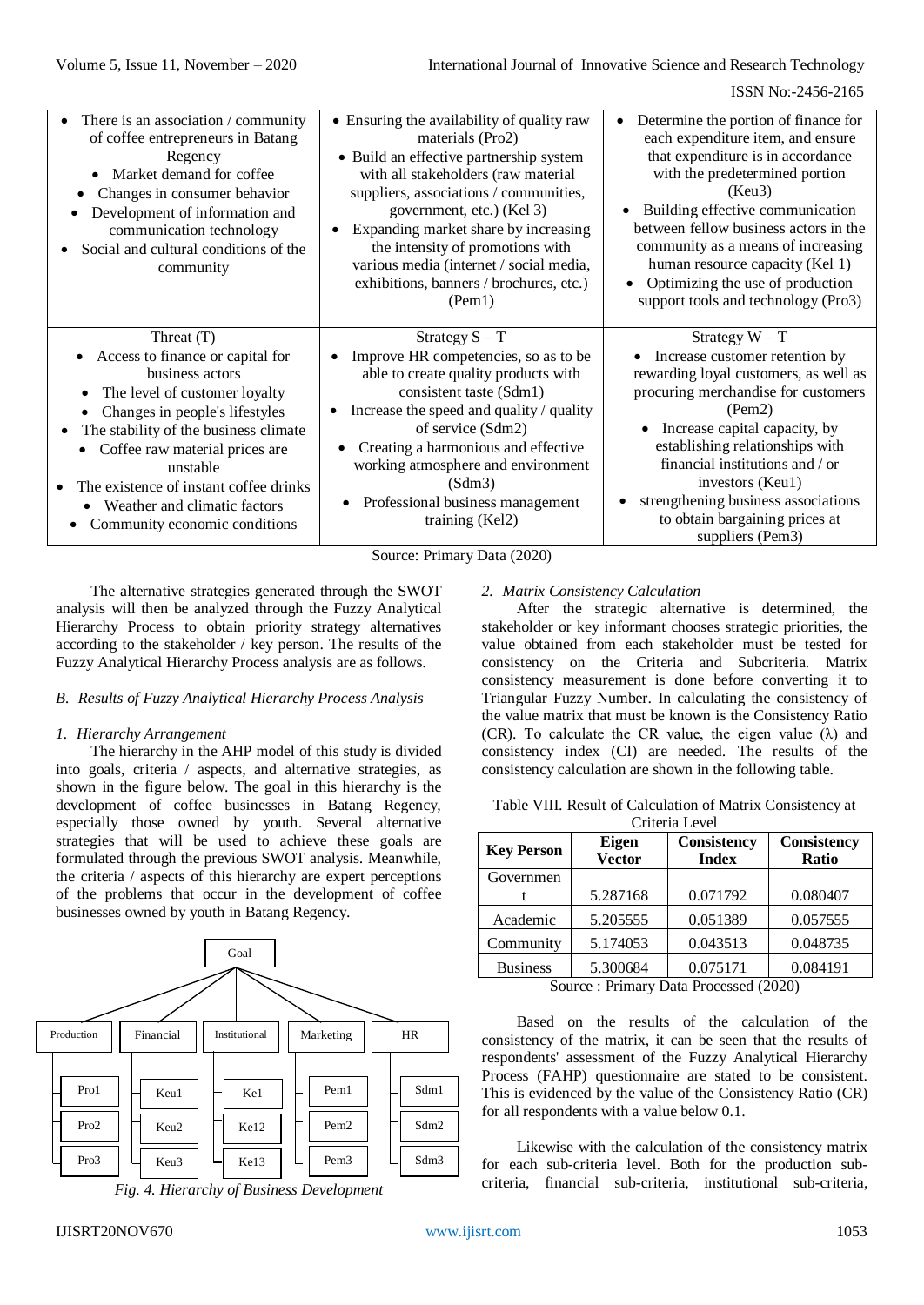| | | |
|---|---|---|
| • There is an association / community of coffee entrepreneurs in Batang Regency<br>• Market demand for coffee<br>• Changes in consumer behavior<br>• Development of information and communication technology<br>• Social and cultural conditions of the community | • Ensuring the availability of quality raw materials (Pro2)<br>• Build an effective partnership system with all stakeholders (raw material suppliers, associations / communities, government, etc.) (Kel 3)<br>• Expanding market share by increasing the intensity of promotions with various media (internet / social media, exhibitions, banners / brochures, etc.) (Pem1) | • Determine the portion of finance for each expenditure item, and ensure that expenditure is in accordance with the predetermined portion (Keu3)<br>• Building effective communication between fellow business actors in the community as a means of increasing human resource capacity (Kel 1)<br>• Optimizing the use of production support tools and technology (Pro3) |
| Threat (T)<br>• Access to finance or capital for business actors<br>• The level of customer loyalty<br>• Changes in people's lifestyles<br>• The stability of the business climate<br>• Coffee raw material prices are unstable<br>• The existence of instant coffee drinks<br>• Weather and climatic factors<br>• Community economic conditions | Strategy S – T<br>• Improve HR competencies, so as to be able to create quality products with consistent taste (Sdm1)<br>• Increase the speed and quality / quality of service (Sdm2)<br>• Creating a harmonious and effective working atmosphere and environment (Sdm3)<br>• Professional business management training (Kel2) | Strategy W – T<br>• Increase customer retention by rewarding loyal customers, as well as procuring merchandise for customers (Pem2)<br>• Increase capital capacity, by establishing relationships with financial institutions and / or investors (Keu1)<br>• strengthening business associations to obtain bargaining prices at suppliers (Pem3) |

Source: Primary Data (2020)

The alternative strategies generated through the SWOT analysis will then be analyzed through the Fuzzy Analytical Hierarchy Process to obtain priority strategy alternatives according to the stakeholder / key person. The results of the Fuzzy Analytical Hierarchy Process analysis are as follows.

### *B. Results of Fuzzy Analytical Hierarchy Process Analysis*

#### *1. Hierarchy Arrangement*

The hierarchy in the AHP model of this study is divided into goals, criteria / aspects, and alternative strategies, as shown in the figure below. The goal in this hierarchy is the development of coffee businesses in Batang Regency, especially those owned by youth. Several alternative strategies that will be used to achieve these goals are formulated through the previous SWOT analysis. Meanwhile, the criteria / aspects of this hierarchy are expert perceptions of the problems that occur in the development of coffee businesses owned by youth in Batang Regency.

Goal

Production: Pro1, Pro2, Pro3
Financial: Keu1, Keu2, Keu3
Institutional: Ke1, Ke12, Ke13
Marketing: Pem1, Pem2, Pem3
HR: Sdm1, Sdm2, Sdm3

*Fig. 4. Hierarchy of Business Development*

#### *2. Matrix Consistency Calculation*

After the strategic alternative is determined, the stakeholder or key informant chooses strategic priorities, the value obtained from each stakeholder must be tested for consistency on the Criteria and Subcriteria. Matrix consistency measurement is done before converting it to Triangular Fuzzy Number. In calculating the consistency of the value matrix that must be known is the Consistency Ratio (CR). To calculate the CR value, the eigen value (λ) and consistency index (CI) are needed. The results of the consistency calculation are shown in the following table.

Table VIII. Result of Calculation of Matrix Consistency at Criteria Level

| Key Person | Eigen Vector | Consistency Index | Consistency Ratio |
|---|---|---|---|
| Government | 5.287168 | 0.071792 | 0.080407 |
| Academic | 5.205555 | 0.051389 | 0.057555 |
| Community | 5.174053 | 0.043513 | 0.048735 |
| Business | 5.300684 | 0.075171 | 0.084191 |

Source : Primary Data Processed (2020)

Based on the results of the calculation of the consistency of the matrix, it can be seen that the results of respondents' assessment of the Fuzzy Analytical Hierarchy Process (FAHP) questionnaire are stated to be consistent. This is evidenced by the value of the Consistency Ratio (CR) for all respondents with a value below 0.1.

Likewise with the calculation of the consistency matrix for each sub-criteria level. Both for the production sub-criteria, financial sub-criteria, institutional sub-criteria,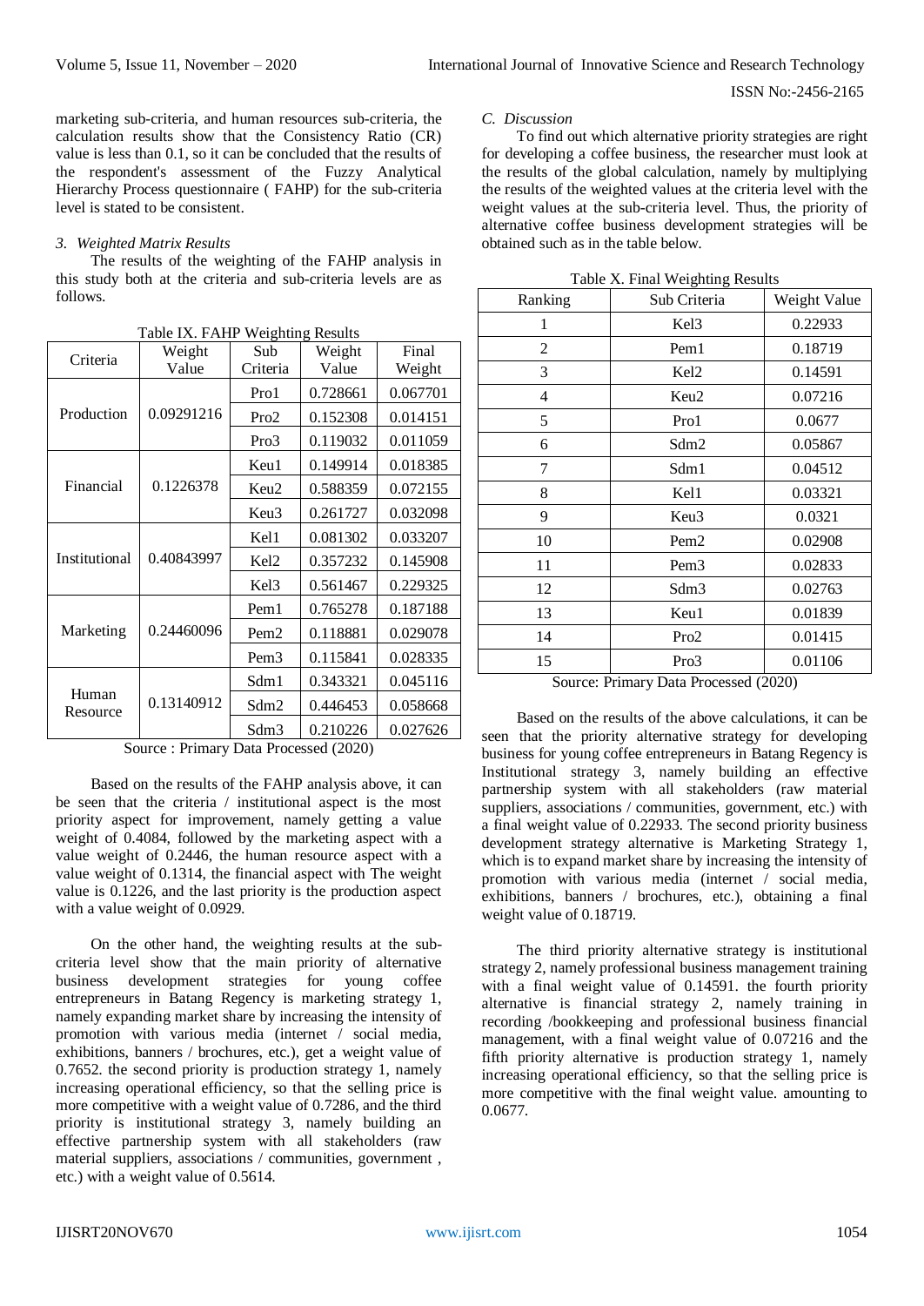marketing sub-criteria, and human resources sub-criteria, the calculation results show that the Consistency Ratio (CR) value is less than 0.1, so it can be concluded that the results of the respondent's assessment of the Fuzzy Analytical Hierarchy Process questionnaire ( FAHP) for the sub-criteria level is stated to be consistent.

*3. Weighted Matrix Results*

The results of the weighting of the FAHP analysis in this study both at the criteria and sub-criteria levels are as follows.

Table IX. FAHP Weighting Results

| Criteria | Weight Value | Sub Criteria | Weight Value | Final Weight |
|---|---|---|---|---|
| Production | 0.09291216 | Pro1 | 0.728661 | 0.067701 |
| | | Pro2 | 0.152308 | 0.014151 |
| | | Pro3 | 0.119032 | 0.011059 |
| Financial | 0.1226378 | Keu1 | 0.149914 | 0.018385 |
| | | Keu2 | 0.588359 | 0.072155 |
| | | Keu3 | 0.261727 | 0.032098 |
| Institutional | 0.40843997 | Kel1 | 0.081302 | 0.033207 |
| | | Kel2 | 0.357232 | 0.145908 |
| | | Kel3 | 0.561467 | 0.229325 |
| Marketing | 0.24460096 | Pem1 | 0.765278 | 0.187188 |
| | | Pem2 | 0.118881 | 0.029078 |
| | | Pem3 | 0.115841 | 0.028335 |
| Human Resource | 0.13140912 | Sdm1 | 0.343321 | 0.045116 |
| | | Sdm2 | 0.446453 | 0.058668 |
| | | Sdm3 | 0.210226 | 0.027626 |

Source : Primary Data Processed (2020)

Based on the results of the FAHP analysis above, it can be seen that the criteria / institutional aspect is the most priority aspect for improvement, namely getting a value weight of 0.4084, followed by the marketing aspect with a value weight of 0.2446, the human resource aspect with a value weight of 0.1314, the financial aspect with The weight value is 0.1226, and the last priority is the production aspect with a value weight of 0.0929.

On the other hand, the weighting results at the sub-criteria level show that the main priority of alternative business development strategies for young coffee entrepreneurs in Batang Regency is marketing strategy 1, namely expanding market share by increasing the intensity of promotion with various media (internet / social media, exhibitions, banners / brochures, etc.), get a weight value of 0.7652. the second priority is production strategy 1, namely increasing operational efficiency, so that the selling price is more competitive with a weight value of 0.7286, and the third priority is institutional strategy 3, namely building an effective partnership system with all stakeholders (raw material suppliers, associations / communities, government , etc.) with a weight value of 0.5614.

*C. Discussion*

To find out which alternative priority strategies are right for developing a coffee business, the researcher must look at the results of the global calculation, namely by multiplying the results of the weighted values at the criteria level with the weight values at the sub-criteria level. Thus, the priority of alternative coffee business development strategies will be obtained such as in the table below.

Table X. Final Weighting Results

| Ranking | Sub Criteria | Weight Value |
|---|---|---|
| 1 | Kel3 | 0.22933 |
| 2 | Pem1 | 0.18719 |
| 3 | Kel2 | 0.14591 |
| 4 | Keu2 | 0.07216 |
| 5 | Pro1 | 0.0677 |
| 6 | Sdm2 | 0.05867 |
| 7 | Sdm1 | 0.04512 |
| 8 | Kel1 | 0.03321 |
| 9 | Keu3 | 0.0321 |
| 10 | Pem2 | 0.02908 |
| 11 | Pem3 | 0.02833 |
| 12 | Sdm3 | 0.02763 |
| 13 | Keu1 | 0.01839 |
| 14 | Pro2 | 0.01415 |
| 15 | Pro3 | 0.01106 |

Source: Primary Data Processed (2020)

Based on the results of the above calculations, it can be seen that the priority alternative strategy for developing business for young coffee entrepreneurs in Batang Regency is Institutional strategy 3, namely building an effective partnership system with all stakeholders (raw material suppliers, associations / communities, government, etc.) with a final weight value of 0.22933. The second priority business development strategy alternative is Marketing Strategy 1, which is to expand market share by increasing the intensity of promotion with various media (internet / social media, exhibitions, banners / brochures, etc.), obtaining a final weight value of 0.18719.

The third priority alternative strategy is institutional strategy 2, namely professional business management training with a final weight value of 0.14591. the fourth priority alternative is financial strategy 2, namely training in recording /bookkeeping and professional business financial management, with a final weight value of 0.07216 and the fifth priority alternative is production strategy 1, namely increasing operational efficiency, so that the selling price is more competitive with the final weight value. amounting to 0.0677.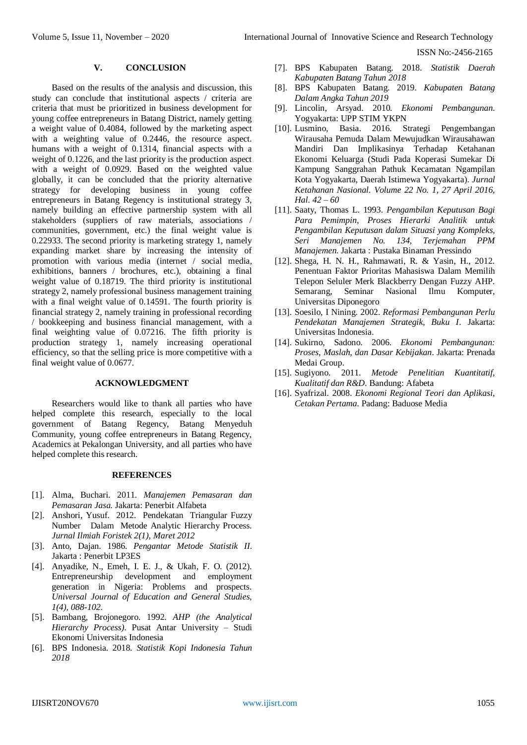## V. CONCLUSION

Based on the results of the analysis and discussion, this study can conclude that institutional aspects / criteria are criteria that must be prioritized in business development for young coffee entrepreneurs in Batang District, namely getting a weight value of 0.4084, followed by the marketing aspect with a weighting value of 0.2446, the resource aspect. humans with a weight of 0.1314, financial aspects with a weight of 0.1226, and the last priority is the production aspect with a weight of 0.0929. Based on the weighted value globally, it can be concluded that the priority alternative strategy for developing business in young coffee entrepreneurs in Batang Regency is institutional strategy 3, namely building an effective partnership system with all stakeholders (suppliers of raw materials, associations / communities, government, etc.) the final weight value is 0.22933. The second priority is marketing strategy 1, namely expanding market share by increasing the intensity of promotion with various media (internet / social media, exhibitions, banners / brochures, etc.), obtaining a final weight value of 0.18719. The third priority is institutional strategy 2, namely professional business management training with a final weight value of 0.14591. The fourth priority is financial strategy 2, namely training in professional recording / bookkeeping and business financial management, with a final weighting value of 0.07216. The fifth priority is production strategy 1, namely increasing operational efficiency, so that the selling price is more competitive with a final weight value of 0.0677.

## ACKNOWLEDGMENT

Researchers would like to thank all parties who have helped complete this research, especially to the local government of Batang Regency, Batang Menyeduh Community, young coffee entrepreneurs in Batang Regency, Academics at Pekalongan University, and all parties who have helped complete this research.

## REFERENCES

- [1]. Alma, Buchari. 2011. *Manajemen Pemasaran dan Pemasaran Jasa.* Jakarta: Penerbit Alfabeta
- [2]. Anshori, Yusuf. 2012. Pendekatan Triangular Fuzzy Number Dalam Metode Analytic Hierarchy Process. *Jurnal Ilmiah Foristek 2(1), Maret 2012*
- [3]. Anto, Dajan. 1986. *Pengantar Metode Statistik II*. Jakarta : Penerbit LP3ES
- [4]. Anyadike, N., Emeh, I. E. J., & Ukah, F. O. (2012). Entrepreneurship development and employment generation in Nigeria: Problems and prospects. *Universal Journal of Education and General Studies, 1(4), 088-102.*
- [5]. Bambang, Brojonegoro. 1992. *AHP (the Analytical Hierarchy Process)*. Pusat Antar University – Studi Ekonomi Universitas Indonesia
- [6]. BPS Indonesia. 2018. *Statistik Kopi Indonesia Tahun 2018*
- [7]. BPS Kabupaten Batang. 2018. *Statistik Daerah Kabupaten Batang Tahun 2018*
- [8]. BPS Kabupaten Batang. 2019. *Kabupaten Batang Dalam Angka Tahun 2019*
- [9]. Lincolin, Arsyad. 2010. *Ekonomi Pembangunan*. Yogyakarta: UPP STIM YKPN
- [10]. Lusmino, Basia. 2016. Strategi Pengembangan Wirausaha Pemuda Dalam Mewujudkan Wirausahawan Mandiri Dan Implikasinya Terhadap Ketahanan Ekonomi Keluarga (Studi Pada Koperasi Sumekar Di Kampung Sanggrahan Pathuk Kecamatan Ngampilan Kota Yogyakarta, Daerah Istimewa Yogyakarta). *Jurnal Ketahanan Nasional. Volume 22 No. 1, 27 April 2016, Hal. 42 – 60*
- [11]. Saaty, Thomas L. 1993. *Pengambilan Keputusan Bagi Para Pemimpin, Proses Hierarki Analitik untuk Pengambilan Keputusan dalam Situasi yang Kompleks, Seri Manajemen No. 134, Terjemahan PPM Manajemen.* Jakarta : Pustaka Binaman Pressindo
- [12]. Shega, H. N. H., Rahmawati, R. & Yasin, H., 2012. Penentuan Faktor Prioritas Mahasiswa Dalam Memilih Telepon Seluler Merk Blackberry Dengan Fuzzy AHP. Semarang, Seminar Nasional Ilmu Komputer, Universitas Diponegoro
- [13]. Soesilo, I Nining. 2002. *Reformasi Pembangunan Perlu Pendekatan Manajemen Strategik, Buku I*. Jakarta: Universitas Indonesia.
- [14]. Sukirno, Sadono. 2006. *Ekonomi Pembangunan: Proses, Maslah, dan Dasar Kebijakan*. Jakarta: Prenada Medai Group.
- [15]. Sugiyono. 2011. *Metode Penelitian Kuantitatif, Kualitatif dan R&D*. Bandung: Afabeta
- [16]. Syafrizal. 2008. *Ekonomi Regional Teori dan Aplikasi, Cetakan Pertama.* Padang: Baduose Media